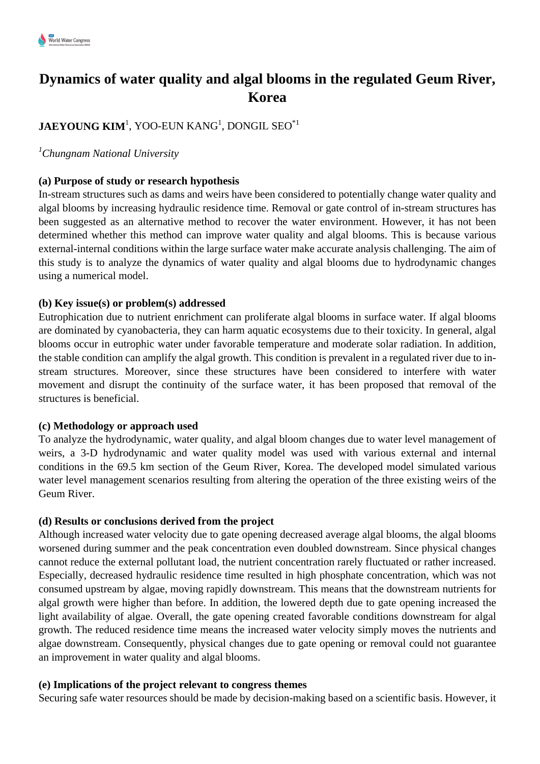# Dynamics of water quality and algal blooms in the regulated Geum River, Korea

**JAEYOUNG KIM**[1], YOO-EUN KANG[1], DONGIL SEO[*1]

[1]*Chungnam National University*

**(a) Purpose of study or research hypothesis**

In-stream structures such as dams and weirs have been considered to potentially change water quality and algal blooms by increasing hydraulic residence time. Removal or gate control of in-stream structures has been suggested as an alternative method to recover the water environment. However, it has not been determined whether this method can improve water quality and algal blooms. This is because various external-internal conditions within the large surface water make accurate analysis challenging. The aim of this study is to analyze the dynamics of water quality and algal blooms due to hydrodynamic changes using a numerical model.

**(b) Key issue(s) or problem(s) addressed**

Eutrophication due to nutrient enrichment can proliferate algal blooms in surface water. If algal blooms are dominated by cyanobacteria, they can harm aquatic ecosystems due to their toxicity. In general, algal blooms occur in eutrophic water under favorable temperature and moderate solar radiation. In addition, the stable condition can amplify the algal growth. This condition is prevalent in a regulated river due to in-stream structures. Moreover, since these structures have been considered to interfere with water movement and disrupt the continuity of the surface water, it has been proposed that removal of the structures is beneficial.

**(c) Methodology or approach used**

To analyze the hydrodynamic, water quality, and algal bloom changes due to water level management of weirs, a 3-D hydrodynamic and water quality model was used with various external and internal conditions in the 69.5 km section of the Geum River, Korea. The developed model simulated various water level management scenarios resulting from altering the operation of the three existing weirs of the Geum River.

**(d) Results or conclusions derived from the project**

Although increased water velocity due to gate opening decreased average algal blooms, the algal blooms worsened during summer and the peak concentration even doubled downstream. Since physical changes cannot reduce the external pollutant load, the nutrient concentration rarely fluctuated or rather increased. Especially, decreased hydraulic residence time resulted in high phosphate concentration, which was not consumed upstream by algae, moving rapidly downstream. This means that the downstream nutrients for algal growth were higher than before. In addition, the lowered depth due to gate opening increased the light availability of algae. Overall, the gate opening created favorable conditions downstream for algal growth. The reduced residence time means the increased water velocity simply moves the nutrients and algae downstream. Consequently, physical changes due to gate opening or removal could not guarantee an improvement in water quality and algal blooms.

**(e) Implications of the project relevant to congress themes**

Securing safe water resources should be made by decision-making based on a scientific basis. However, it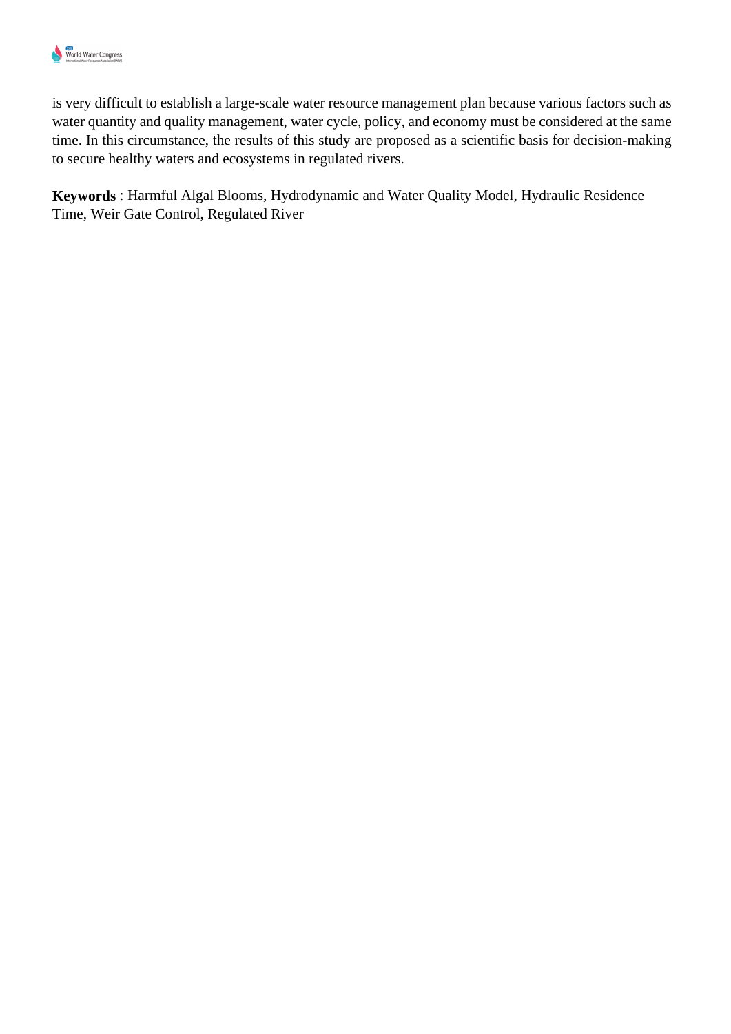is very difficult to establish a large-scale water resource management plan because various factors such as water quantity and quality management, water cycle, policy, and economy must be considered at the same time. In this circumstance, the results of this study are proposed as a scientific basis for decision-making to secure healthy waters and ecosystems in regulated rivers.

**Keywords** : Harmful Algal Blooms, Hydrodynamic and Water Quality Model, Hydraulic Residence Time, Weir Gate Control, Regulated River